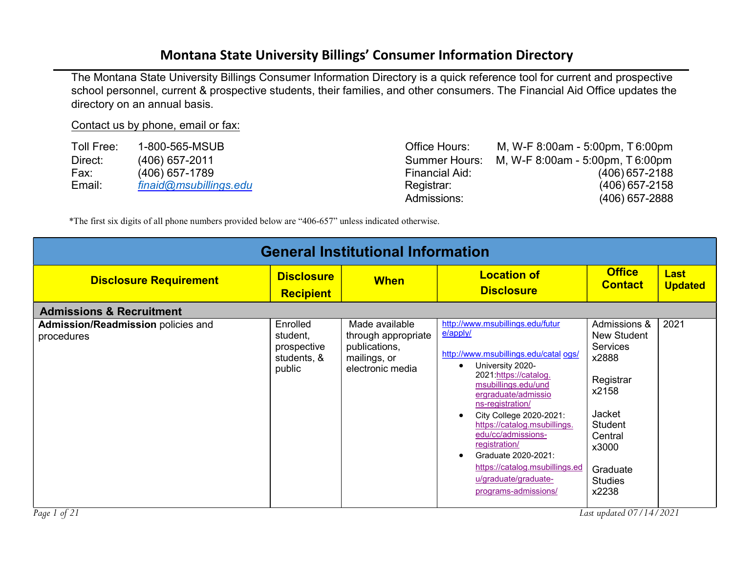# Montana State University Billings' Consumer Information Directory

The Montana State University Billings Consumer Information Directory is a quick reference tool for current and prospective school personnel, current & prospective students, their families, and other consumers. The Financial Aid Office updates the directory on an annual basis.

Contact us by phone, email or fax:

Toll Free: 1-800-565-MSUB
Direct: (406) 657-2011
Fax: (406) 657-1789
Email: finaid@msubillings.edu

Office Hours: M, W-F 8:00am - 5:00pm, T 6:00pm
Summer Hours: M, W-F 8:00am - 5:00pm, T 6:00pm
Financial Aid: (406) 657-2188
Registrar: (406) 657-2158
Admissions: (406) 657-2888

*The first six digits of all phone numbers provided below are "406-657" unless indicated otherwise.

## General Institutional Information

| Disclosure Requirement | Disclosure Recipient | When | Location of Disclosure | Office Contact | Last Updated |
|---|---|---|---|---|---|
| **Admissions & Recruitment** | | | | | |
| **Admission/Readmission** policies and procedures | Enrolled student, prospective students, & public | Made available through appropriate publications, mailings, or electronic media | http://www.msubillings.edu/future/apply/<br><br>http://www.msubillings.edu/catalogs/<br>• University 2020-2021: https://catalog.msubillings.edu/undergraduate/admissions-registration/<br>• City College 2020-2021: https://catalog.msubillings.edu/cc/admissions-registration/<br>• Graduate 2020-2021: https://catalog.msubillings.edu/graduate/graduate-programs-admissions/ | Admissions & New Student Services x2888<br><br>Registrar x2158<br><br>Jacket Student Central x3000<br><br>Graduate Studies x2238 | 2021 |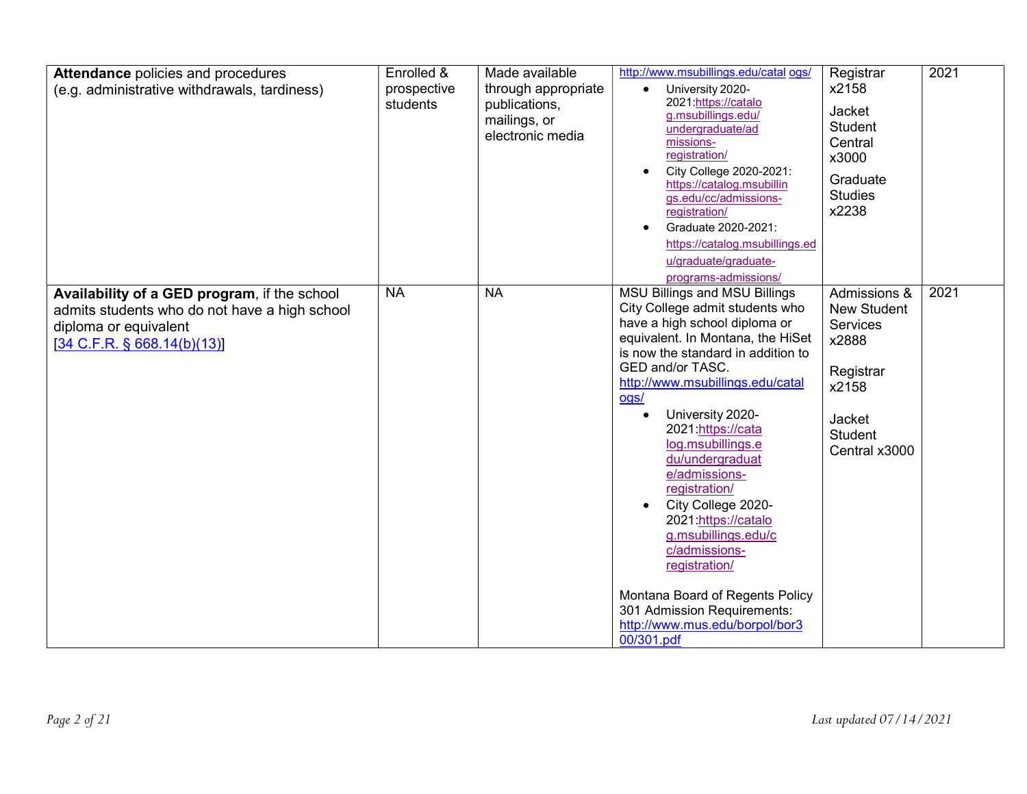| | | | | | |
|---|---|---|---|---|---|
| **Attendance** policies and procedures (e.g. administrative withdrawals, tardiness) | Enrolled & prospective students | Made available through appropriate publications, mailings, or electronic media | http://www.msubillings.edu/catalogs/ <br>• University 2020-2021:https://catalog.msubillings.edu/undergraduate/admissions-registration/ <br>• City College 2020-2021: https://catalog.msubillings.edu/cc/admissions-registration/ <br>• Graduate 2020-2021: https://catalog.msubillings.edu/graduate/graduate-programs-admissions/ | Registrar x2158 <br>Jacket Student Central x3000 <br>Graduate Studies x2238 | 2021 |
| **Availability of a GED program**, if the school admits students who do not have a high school diploma or equivalent [34 C.F.R. § 668.14(b)(13)] | NA | NA | MSU Billings and MSU Billings City College admit students who have a high school diploma or equivalent. In Montana, the HiSet is now the standard in addition to GED and/or TASC. http://www.msubillings.edu/catalogs/ <br>• University 2020-2021:https://catalog.msubillings.edu/undergraduate/admissions-registration/ <br>• City College 2020-2021:https://catalog.msubillings.edu/cc/admissions-registration/ <br><br>Montana Board of Regents Policy 301 Admission Requirements: http://www.mus.edu/borpol/bor300/301.pdf | Admissions & New Student Services x2888 <br><br>Registrar x2158 <br><br>Jacket Student Central x3000 | 2021 |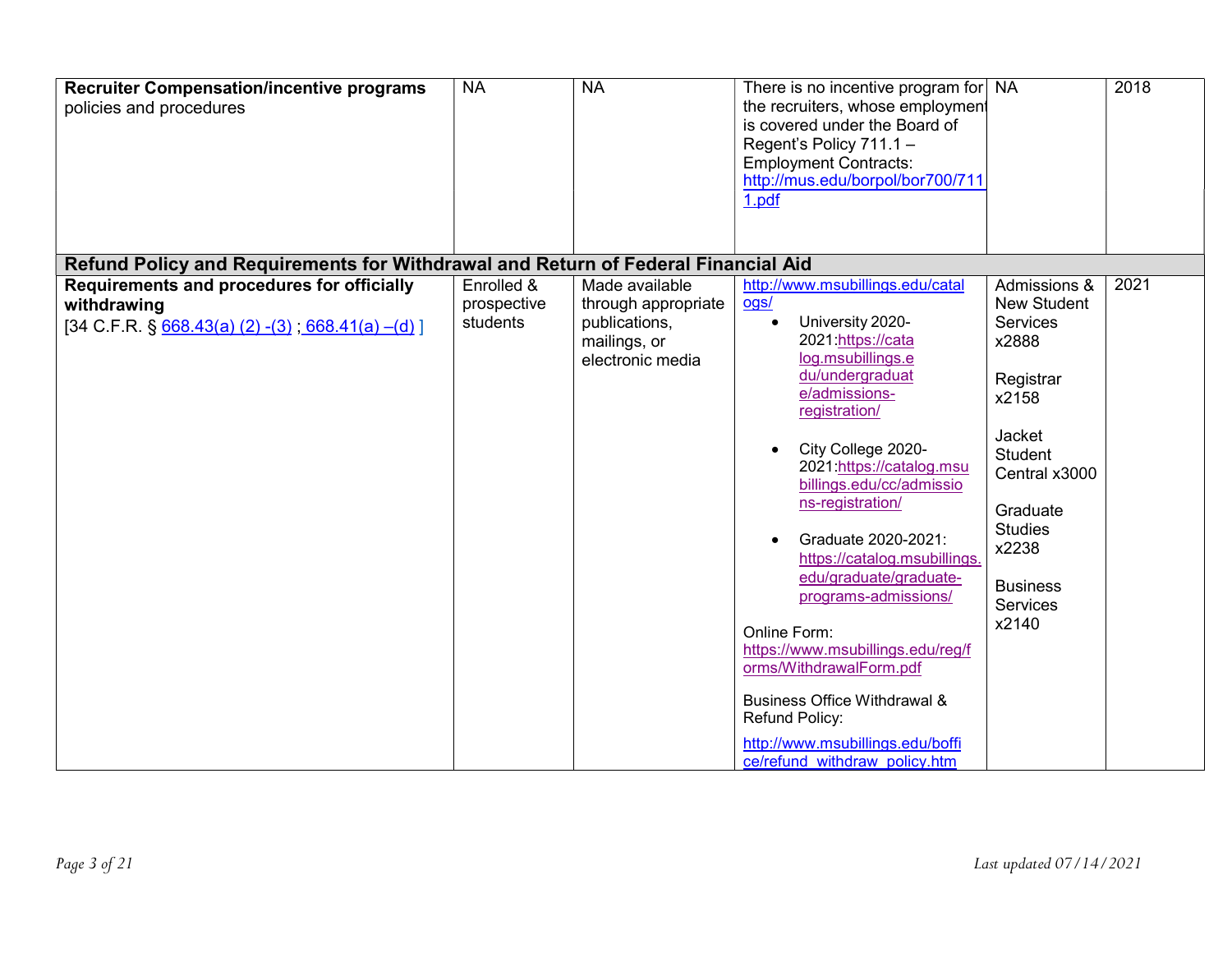| | | | | | |
|---|---|---|---|---|---|
| **Recruiter Compensation/incentive programs** policies and procedures | NA | NA | There is no incentive program for the recruiters, whose employment is covered under the Board of Regent's Policy 711.1 – Employment Contracts: http://mus.edu/borpol/bor700/711 1.pdf | NA | 2018 |
| **Refund Policy and Requirements for Withdrawal and Return of Federal Financial Aid** | | | | | |
| **Requirements and procedures for officially withdrawing** [34 C.F.R. § 668.43(a) (2) -(3) ; 668.41(a) –(d) ] | Enrolled & prospective students | Made available through appropriate publications, mailings, or electronic media | http://www.msubillings.edu/catalogs/ <br>• University 2020-2021:https://catalog.msubillings.edu/undergraduate/admissions-registration/ <br>• City College 2020-2021:https://catalog.msubillings.edu/cc/admissions-registration/ <br>• Graduate 2020-2021: https://catalog.msubillings.edu/graduate/graduate-programs-admissions/ <br><br>Online Form: https://www.msubillings.edu/reg/forms/WithdrawalForm.pdf <br><br>Business Office Withdrawal & Refund Policy: <br>http://www.msubillings.edu/boffice/refund_withdraw_policy.htm | Admissions & New Student Services x2888 <br><br>Registrar x2158 <br><br>Jacket Student Central x3000 <br><br>Graduate Studies x2238 <br><br>Business Services x2140 | 2021 |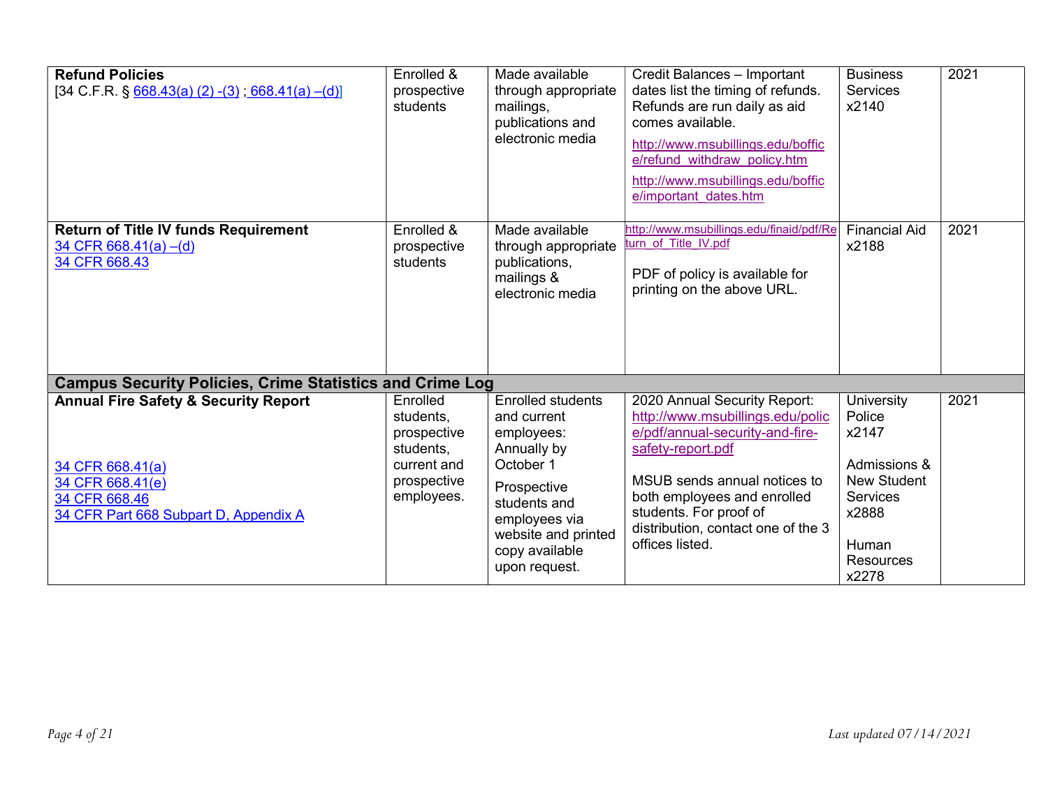| | | | | | |
|---|---|---|---|---|---|
| **Refund Policies**<br>[34 C.F.R. § 668.43(a) (2) -(3) ; 668.41(a) –(d)] | Enrolled & prospective students | Made available through appropriate mailings, publications and electronic media | Credit Balances – Important dates list the timing of refunds. Refunds are run daily as aid comes available.<br>http://www.msubillings.edu/boffice/refund_withdraw_policy.htm<br>http://www.msubillings.edu/boffice/important_dates.htm | Business Services x2140 | 2021 |
| **Return of Title IV funds Requirement**<br>34 CFR 668.41(a) –(d)<br>34 CFR 668.43 | Enrolled & prospective students | Made available through appropriate publications, mailings & electronic media | http://www.msubillings.edu/finaid/pdf/Return_of_Title_IV.pdf<br><br>PDF of policy is available for printing on the above URL. | Financial Aid x2188 | 2021 |
| **Campus Security Policies, Crime Statistics and Crime Log** | | | | | |
| **Annual Fire Safety & Security Report**<br><br>34 CFR 668.41(a)<br>34 CFR 668.41(e)<br>34 CFR 668.46<br>34 CFR Part 668 Subpart D, Appendix A | Enrolled students, prospective students, current and prospective employees. | Enrolled students and current employees: Annually by October 1<br><br>Prospective students and employees via website and printed copy available upon request. | 2020 Annual Security Report: http://www.msubillings.edu/police/pdf/annual-security-and-fire-safety-report.pdf<br><br>MSUB sends annual notices to both employees and enrolled students. For proof of distribution, contact one of the 3 offices listed. | University Police x2147<br><br>Admissions & New Student Services x2888<br><br>Human Resources x2278 | 2021 |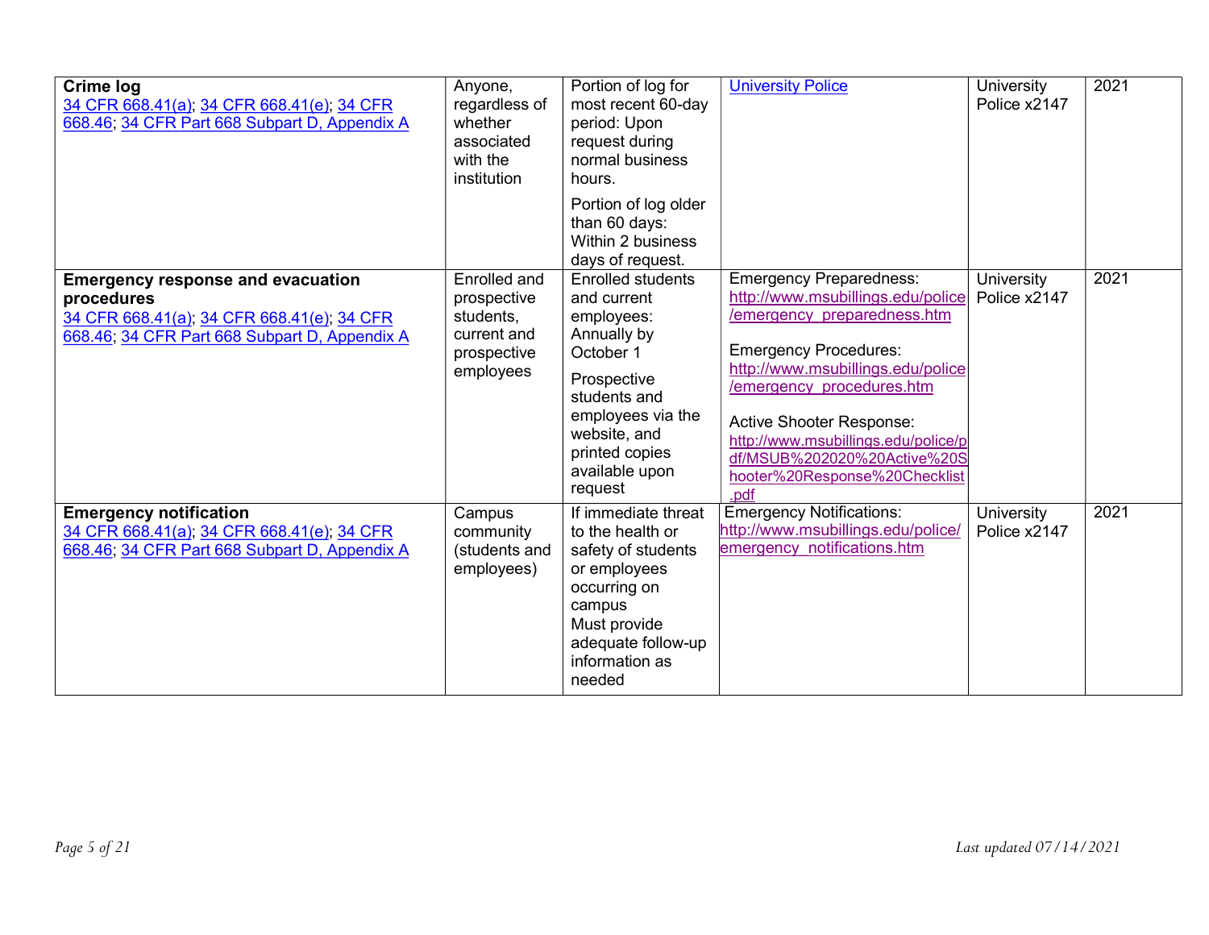| | | | | | |
|---|---|---|---|---|---|
| **Crime log**<br>34 CFR 668.41(a); 34 CFR 668.41(e); 34 CFR 668.46; 34 CFR Part 668 Subpart D, Appendix A | Anyone, regardless of whether associated with the institution | Portion of log for most recent 60-day period: Upon request during normal business hours.<br><br>Portion of log older than 60 days: Within 2 business days of request. | University Police | University Police x2147 | 2021 |
| **Emergency response and evacuation procedures**<br>34 CFR 668.41(a); 34 CFR 668.41(e); 34 CFR 668.46; 34 CFR Part 668 Subpart D, Appendix A | Enrolled and prospective students, current and prospective employees | Enrolled students and current employees: Annually by October 1<br><br>Prospective students and employees via the website, and printed copies available upon request | Emergency Preparedness: http://www.msubillings.edu/police/emergency_preparedness.htm<br><br>Emergency Procedures: http://www.msubillings.edu/police/emergency_procedures.htm<br><br>Active Shooter Response: http://www.msubillings.edu/police/pdf/MSUB%202020%20Active%20Shooter%20Response%20Checklist.pdf | University Police x2147 | 2021 |
| **Emergency notification**<br>34 CFR 668.41(a); 34 CFR 668.41(e); 34 CFR 668.46; 34 CFR Part 668 Subpart D, Appendix A | Campus community (students and employees) | If immediate threat to the health or safety of students or employees occurring on campus<br>Must provide adequate follow-up information as needed | Emergency Notifications: http://www.msubillings.edu/police/emergency_notifications.htm | University Police x2147 | 2021 |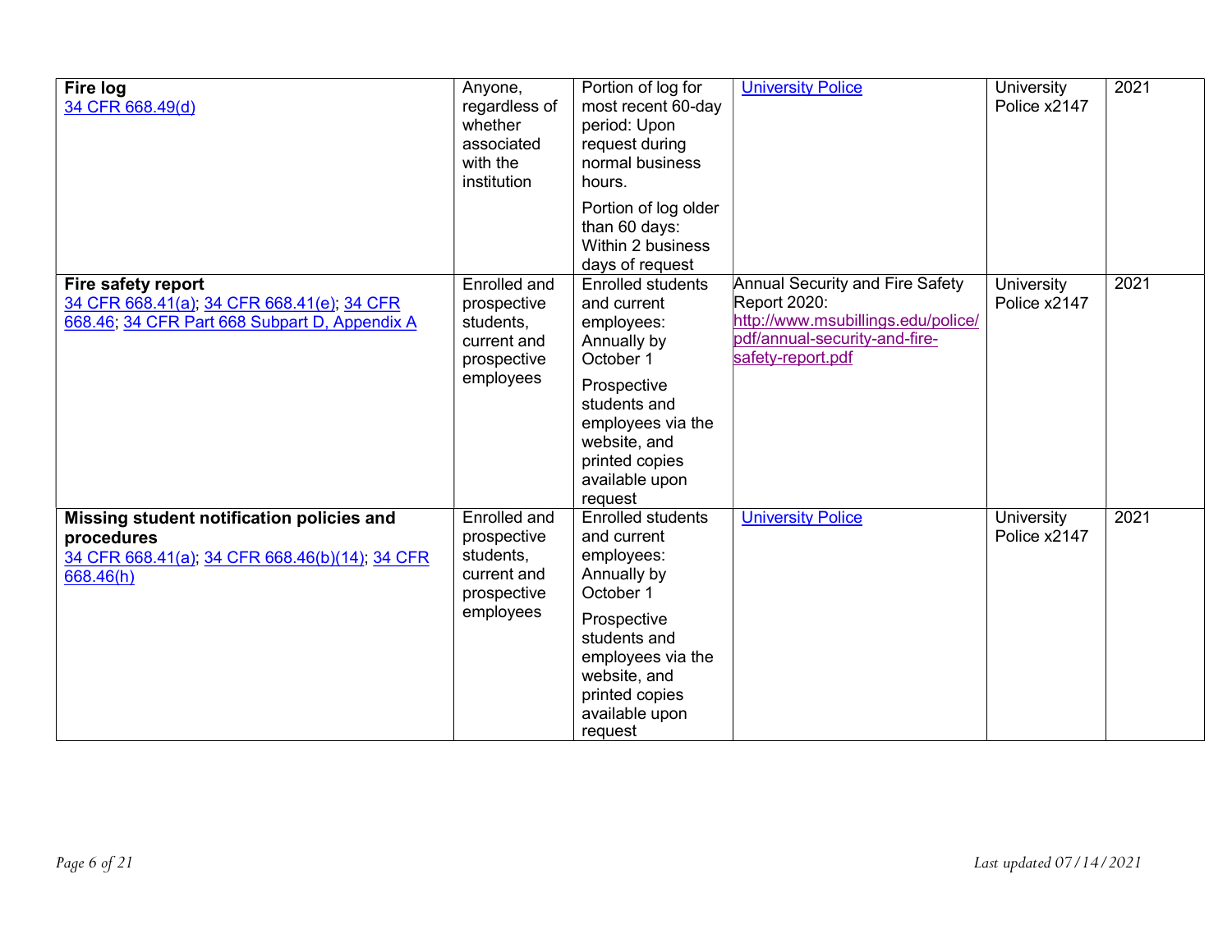| | | | | | |
|---|---|---|---|---|---|
| **Fire log**<br>34 CFR 668.49(d) | Anyone, regardless of whether associated with the institution | Portion of log for most recent 60-day period: Upon request during normal business hours.<br><br>Portion of log older than 60 days: Within 2 business days of request | University Police | University Police x2147 | 2021 |
| **Fire safety report**<br>34 CFR 668.41(a); 34 CFR 668.41(e); 34 CFR 668.46; 34 CFR Part 668 Subpart D, Appendix A | Enrolled and prospective students, current and prospective employees | Enrolled students and current employees: Annually by October 1<br><br>Prospective students and employees via the website, and printed copies available upon request | Annual Security and Fire Safety Report 2020: http://www.msubillings.edu/police/pdf/annual-security-and-fire-safety-report.pdf | University Police x2147 | 2021 |
| **Missing student notification policies and procedures**<br>34 CFR 668.41(a); 34 CFR 668.46(b)(14); 34 CFR 668.46(h) | Enrolled and prospective students, current and prospective employees | Enrolled students and current employees: Annually by October 1<br><br>Prospective students and employees via the website, and printed copies available upon request | University Police | University Police x2147 | 2021 |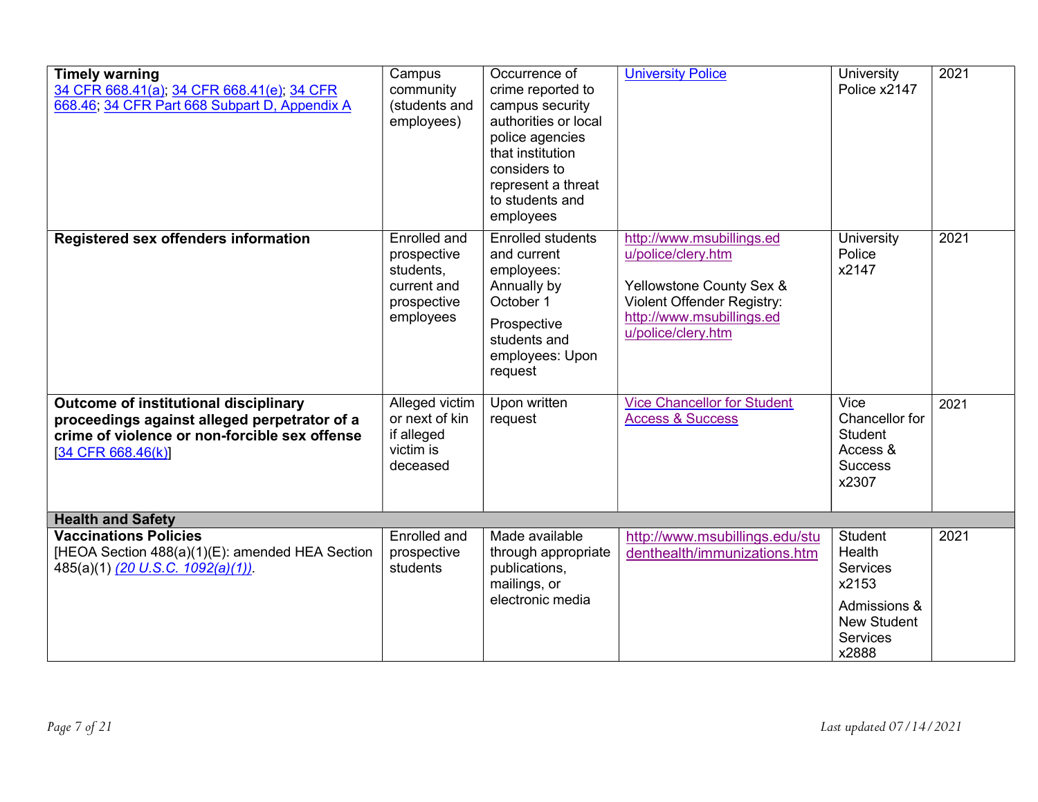| | | | | | |
|---|---|---|---|---|---|
| **Timely warning** 34 CFR 668.41(a); 34 CFR 668.41(e); 34 CFR 668.46; 34 CFR Part 668 Subpart D, Appendix A | Campus community (students and employees) | Occurrence of crime reported to campus security authorities or local police agencies that institution considers to represent a threat to students and employees | University Police | University Police x2147 | 2021 |
| **Registered sex offenders information** | Enrolled and prospective students, current and prospective employees | Enrolled students and current employees: Annually by October 1<br><br>Prospective students and employees: Upon request | http://www.msubillings.edu/police/clery.htm<br><br>Yellowstone County Sex & Violent Offender Registry: http://www.msubillings.edu/police/clery.htm | University Police x2147 | 2021 |
| **Outcome of institutional disciplinary proceedings against alleged perpetrator of a crime of violence or non-forcible sex offense** [34 CFR 668.46(k)] | Alleged victim or next of kin if alleged victim is deceased | Upon written request | Vice Chancellor for Student Access & Success | Vice Chancellor for Student Access & Success x2307 | 2021 |
| **Health and Safety** | | | | | |
| **Vaccinations Policies** [HEOA Section 488(a)(1)(E): amended HEA Section 485(a)(1) *(20 U.S.C. 1092(a)(1))*. | Enrolled and prospective students | Made available through appropriate publications, mailings, or electronic media | http://www.msubillings.edu/studenthealth/immunizations.htm | Student Health Services x2153<br><br>Admissions & New Student Services x2888 | 2021 |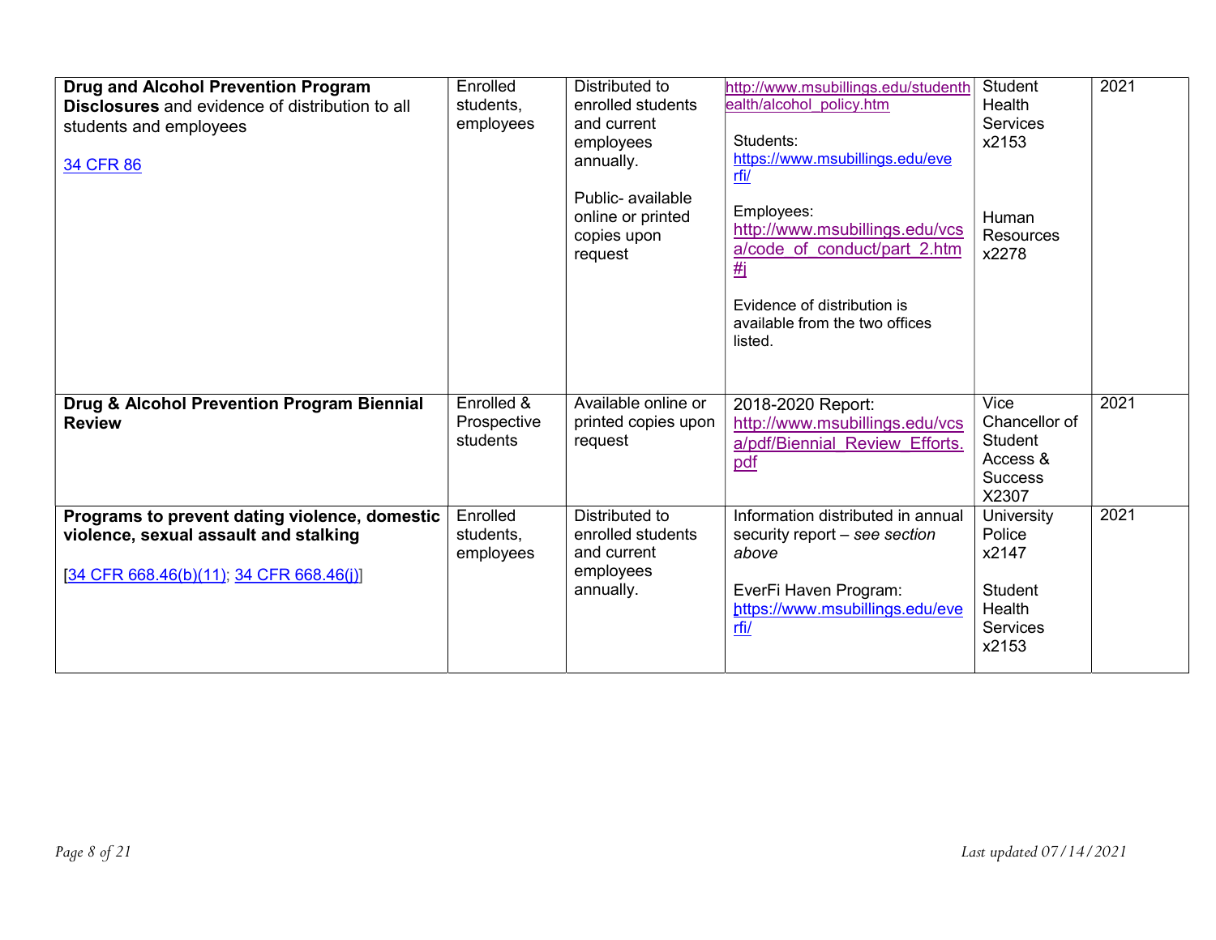| | | | | | |
|---|---|---|---|---|---|
| **Drug and Alcohol Prevention Program Disclosures** and evidence of distribution to all students and employees<br><br>34 CFR 86 | Enrolled students, employees | Distributed to enrolled students and current employees annually.<br><br>Public- available online or printed copies upon request | http://www.msubillings.edu/studenthealth/alcohol_policy.htm<br><br>Students: https://www.msubillings.edu/everfi/<br><br>Employees: http://www.msubillings.edu/vcsa/code_of_conduct/part_2.htm#j<br><br>Evidence of distribution is available from the two offices listed. | Student Health Services x2153<br><br>Human Resources x2278 | 2021 |
| **Drug & Alcohol Prevention Program Biennial Review** | Enrolled & Prospective students | Available online or printed copies upon request | 2018-2020 Report: http://www.msubillings.edu/vcsa/pdf/Biennial_Review_Efforts.pdf | Vice Chancellor of Student Access & Success X2307 | 2021 |
| **Programs to prevent dating violence, domestic violence, sexual assault and stalking**<br><br>[34 CFR 668.46(b)(11); 34 CFR 668.46(j)] | Enrolled students, employees | Distributed to enrolled students and current employees annually. | Information distributed in annual security report – *see section above*<br><br>EverFi Haven Program: https://www.msubillings.edu/everfi/ | University Police x2147<br><br>Student Health Services x2153 | 2021 |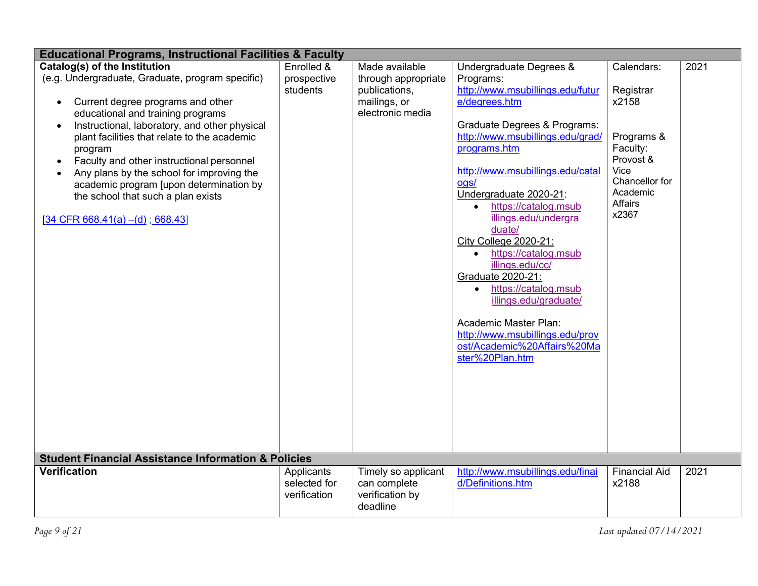| Educational Programs, Instructional Facilities & Faculty | | | | | |
|---|---|---|---|---|---|
| **Catalog(s) of the Institution**<br>(e.g. Undergraduate, Graduate, program specific)<br><br>• Current degree programs and other educational and training programs<br>• Instructional, laboratory, and other physical plant facilities that relate to the academic program<br>• Faculty and other instructional personnel<br>• Any plans by the school for improving the academic program [upon determination by the school that such a plan exists<br><br>[34 CFR 668.41(a) –(d) ; 668.43] | Enrolled & prospective students | Made available through appropriate publications, mailings, or electronic media | Undergraduate Degrees & Programs:<br>http://www.msubillings.edu/future/degrees.htm<br><br>Graduate Degrees & Programs:<br>http://www.msubillings.edu/grad/programs.htm<br><br>http://www.msubillings.edu/catalogs/<br>Undergraduate 2020-21:<br>• https://catalog.msubillings.edu/undergraduate/<br>City College 2020-21:<br>• https://catalog.msubillings.edu/cc/<br>Graduate 2020-21:<br>• https://catalog.msubillings.edu/graduate/<br><br>Academic Master Plan:<br>http://www.msubillings.edu/provost/Academic%20Affairs%20Master%20Plan.htm | Calendars:<br><br>Registrar x2158<br><br>Programs & Faculty:<br>Provost & Vice Chancellor for Academic Affairs x2367 | 2021 |
| **Student Financial Assistance Information & Policies** | | | | | |
| **Verification** | Applicants selected for verification | Timely so applicant can complete verification by deadline | http://www.msubillings.edu/finaid/Definitions.htm | Financial Aid x2188 | 2021 |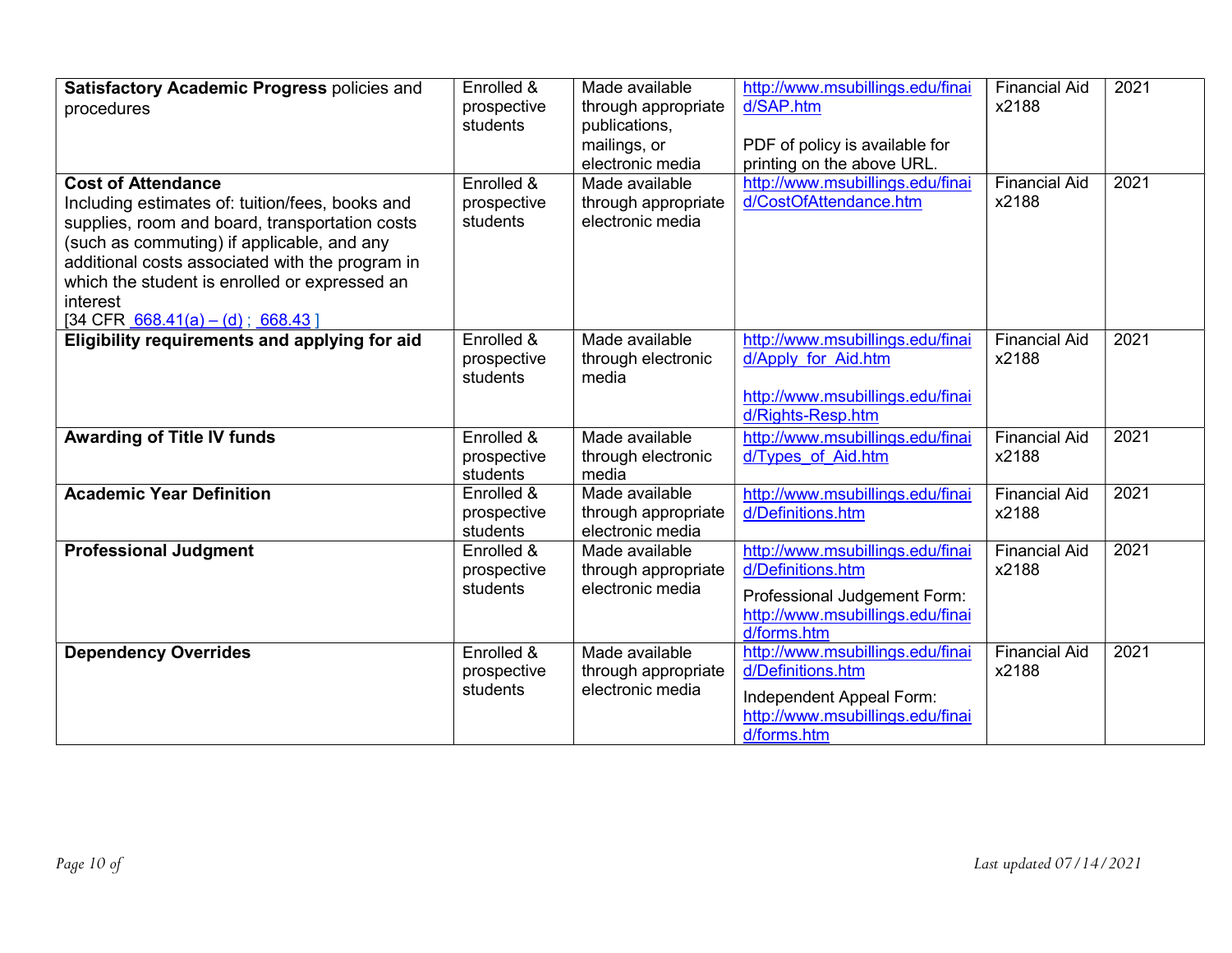| | | | | | |
|---|---|---|---|---|---|
| **Satisfactory Academic Progress** policies and procedures | Enrolled & prospective students | Made available through appropriate publications, mailings, or electronic media | http://www.msubillings.edu/finaid/SAP.htm<br><br>PDF of policy is available for printing on the above URL. | Financial Aid x2188 | 2021 |
| **Cost of Attendance**<br>Including estimates of: tuition/fees, books and supplies, room and board, transportation costs (such as commuting) if applicable, and any additional costs associated with the program in which the student is enrolled or expressed an interest<br>[34 CFR 668.41(a) – (d) ; 668.43 ] | Enrolled & prospective students | Made available through appropriate electronic media | http://www.msubillings.edu/finaid/CostOfAttendance.htm | Financial Aid x2188 | 2021 |
| **Eligibility requirements and applying for aid** | Enrolled & prospective students | Made available through electronic media | http://www.msubillings.edu/finaid/Apply_for_Aid.htm<br><br>http://www.msubillings.edu/finaid/Rights-Resp.htm | Financial Aid x2188 | 2021 |
| **Awarding of Title IV funds** | Enrolled & prospective students | Made available through electronic media | http://www.msubillings.edu/finaid/Types_of_Aid.htm | Financial Aid x2188 | 2021 |
| **Academic Year Definition** | Enrolled & prospective students | Made available through appropriate electronic media | http://www.msubillings.edu/finaid/Definitions.htm | Financial Aid x2188 | 2021 |
| **Professional Judgment** | Enrolled & prospective students | Made available through appropriate electronic media | http://www.msubillings.edu/finaid/Definitions.htm<br><br>Professional Judgement Form: http://www.msubillings.edu/finaid/forms.htm | Financial Aid x2188 | 2021 |
| **Dependency Overrides** | Enrolled & prospective students | Made available through appropriate electronic media | http://www.msubillings.edu/finaid/Definitions.htm<br><br>Independent Appeal Form: http://www.msubillings.edu/finaid/forms.htm | Financial Aid x2188 | 2021 |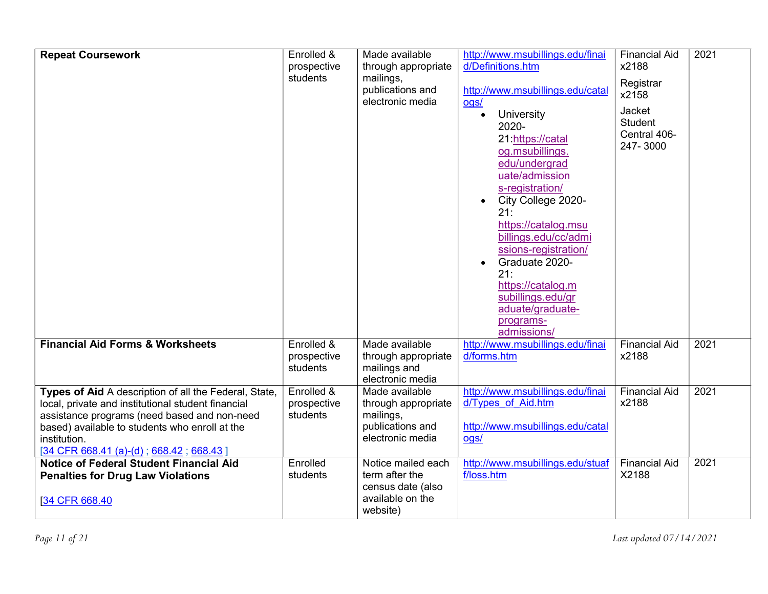| | | | | | |
|---|---|---|---|---|---|
| **Repeat Coursework** | Enrolled & prospective students | Made available through appropriate mailings, publications and electronic media | http://www.msubillings.edu/finaid/Definitions.htm<br><br>http://www.msubillings.edu/catalogs/<br>• University 2020-21:https://catalog.msubillings.edu/undergraduate/admissions-registration/<br>• City College 2020-21: https://catalog.msubillings.edu/cc/admissions-registration/<br>• Graduate 2020-21: https://catalog.msubillings.edu/graduate/graduate-programs-admissions/ | Financial Aid x2188<br>Registrar x2158<br>Jacket Student Central 406-247- 3000 | 2021 |
| **Financial Aid Forms & Worksheets** | Enrolled & prospective students | Made available through appropriate mailings and electronic media | http://www.msubillings.edu/finaid/forms.htm | Financial Aid x2188 | 2021 |
| **Types of Aid** A description of all the Federal, State, local, private and institutional student financial assistance programs (need based and non-need based) available to students who enroll at the institution.<br>[34 CFR 668.41 (a)-(d) ; 668.42 ; 668.43 ] | Enrolled & prospective students | Made available through appropriate mailings, publications and electronic media | http://www.msubillings.edu/finaid/Types_of_Aid.htm<br><br>http://www.msubillings.edu/catalogs/ | Financial Aid x2188 | 2021 |
| **Notice of Federal Student Financial Aid Penalties for Drug Law Violations**<br><br>[34 CFR 668.40 | Enrolled students | Notice mailed each term after the census date (also available on the website) | http://www.msubillings.edu/stuaff/loss.htm | Financial Aid X2188 | 2021 |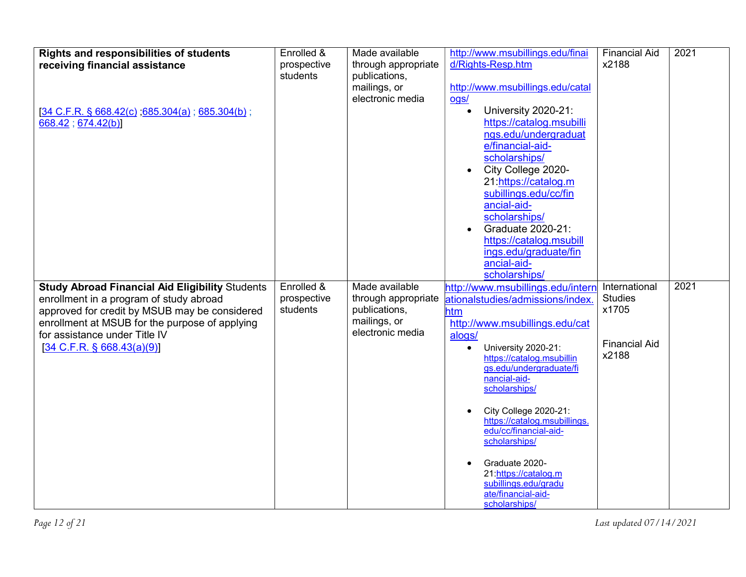| | | | | | |
|---|---|---|---|---|---|
| **Rights and responsibilities of students receiving financial assistance**<br><br>[34 C.F.R. § 668.42(c) ;685.304(a) ; 685.304(b) ; 668.42 ; 674.42(b)] | Enrolled & prospective students | Made available through appropriate publications, mailings, or electronic media | http://www.msubillings.edu/finaid/Rights-Resp.htm<br><br>http://www.msubillings.edu/catalogs/<br>• University 2020-21: https://catalog.msubillings.edu/undergraduate/financial-aid-scholarships/<br>• City College 2020-21:https://catalog.msubillings.edu/cc/financial-aid-scholarships/<br>• Graduate 2020-21: https://catalog.msubillings.edu/graduate/financial-aid-scholarships/ | Financial Aid x2188 | 2021 |
| **Study Abroad Financial Aid Eligibility** Students enrollment in a program of study abroad approved for credit by MSUB may be considered enrollment at MSUB for the purpose of applying for assistance under Title IV<br>[34 C.F.R. § 668.43(a)(9)] | Enrolled & prospective students | Made available through appropriate publications, mailings, or electronic media | http://www.msubillings.edu/internationalstudies/admissions/index.htm<br>http://www.msubillings.edu/catalogs/<br>• University 2020-21: https://catalog.msubillings.edu/undergraduate/financial-aid-scholarships/<br>• City College 2020-21: https://catalog.msubillings.edu/cc/financial-aid-scholarships/<br>• Graduate 2020-21:https://catalog.msubillings.edu/graduate/financial-aid-scholarships/ | International Studies x1705<br><br>Financial Aid x2188 | 2021 |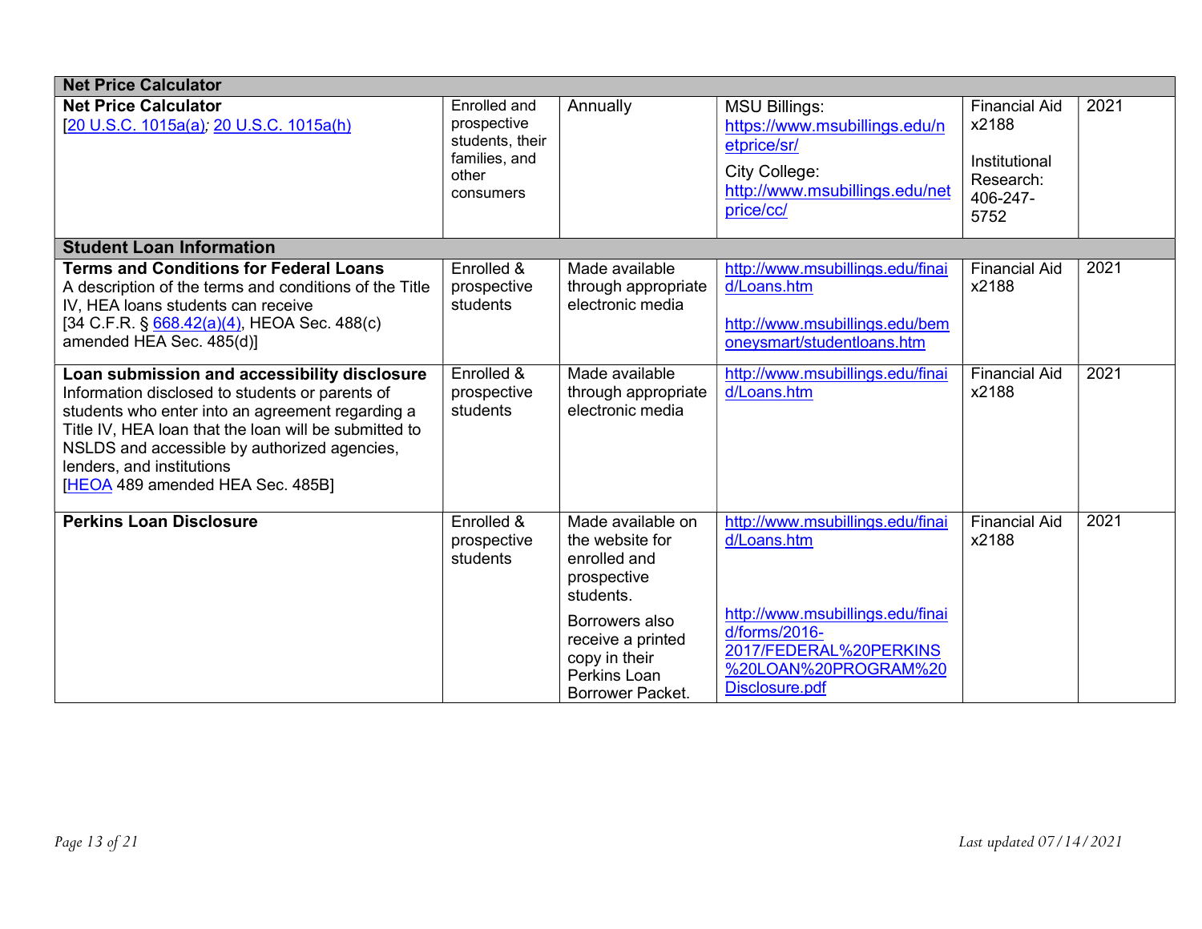| | | | | | |
|---|---|---|---|---|---|
| **Net Price Calculator** | | | | | |
| **Net Price Calculator** [20 U.S.C. 1015a(a); 20 U.S.C. 1015a(h)] | Enrolled and prospective students, their families, and other consumers | Annually | MSU Billings: https://www.msubillings.edu/netprice/sr/ City College: http://www.msubillings.edu/netprice/cc/ | Financial Aid x2188 Institutional Research: 406-247-5752 | 2021 |
| **Student Loan Information** | | | | | |
| **Terms and Conditions for Federal Loans** A description of the terms and conditions of the Title IV, HEA loans students can receive [34 C.F.R. § 668.42(a)(4), HEOA Sec. 488(c) amended HEA Sec. 485(d)] | Enrolled & prospective students | Made available through appropriate electronic media | http://www.msubillings.edu/finaid/Loans.htm http://www.msubillings.edu/bemoneysmart/studentloans.htm | Financial Aid x2188 | 2021 |
| **Loan submission and accessibility disclosure** Information disclosed to students or parents of students who enter into an agreement regarding a Title IV, HEA loan that the loan will be submitted to NSLDS and accessible by authorized agencies, lenders, and institutions [HEOA 489 amended HEA Sec. 485B] | Enrolled & prospective students | Made available through appropriate electronic media | http://www.msubillings.edu/finaid/Loans.htm | Financial Aid x2188 | 2021 |
| **Perkins Loan Disclosure** | Enrolled & prospective students | Made available on the website for enrolled and prospective students. Borrowers also receive a printed copy in their Perkins Loan Borrower Packet. | http://www.msubillings.edu/finaid/Loans.htm http://www.msubillings.edu/finaid/forms/2016-2017/FEDERAL%20PERKINS%20LOAN%20PROGRAM%20Disclosure.pdf | Financial Aid x2188 | 2021 |

*Last updated 07/14/2021*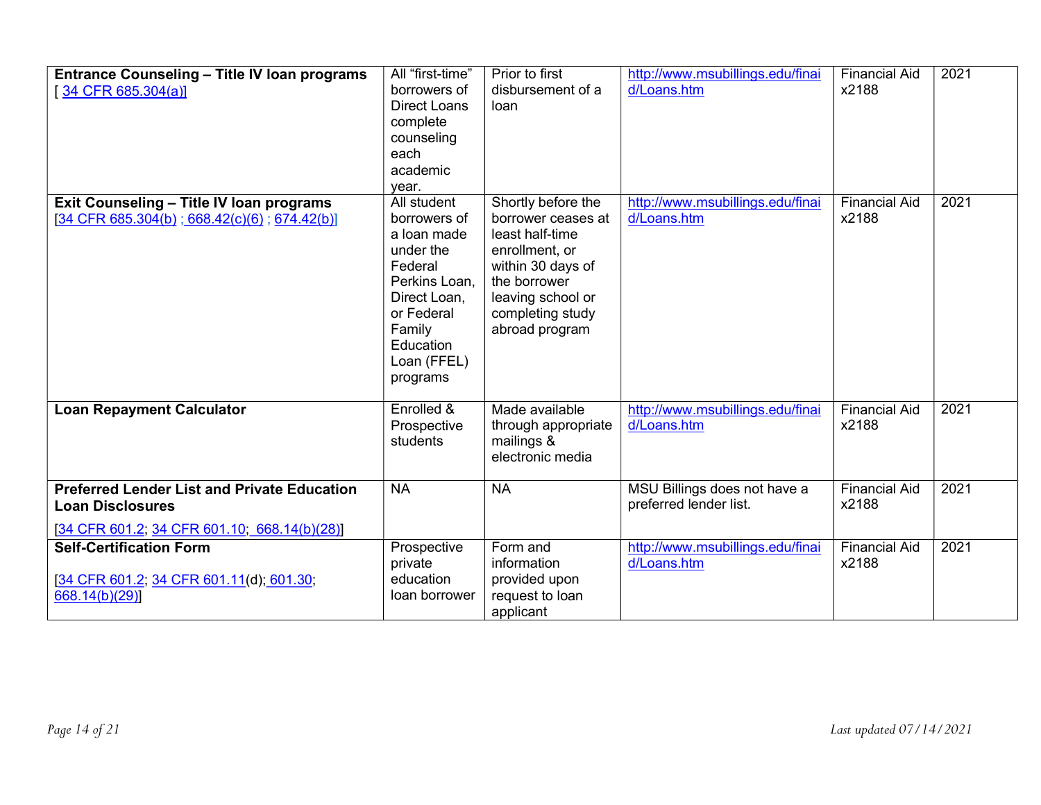| | | | | | |
|---|---|---|---|---|---|
| **Entrance Counseling – Title IV loan programs** [ 34 CFR 685.304(a)] | All "first-time" borrowers of Direct Loans complete counseling each academic year. | Prior to first disbursement of a loan | http://www.msubillings.edu/finaid/Loans.htm | Financial Aid x2188 | 2021 |
| **Exit Counseling – Title IV loan programs** [34 CFR 685.304(b) ; 668.42(c)(6) ; 674.42(b)] | All student borrowers of a loan made under the Federal Perkins Loan, Direct Loan, or Federal Family Education Loan (FFEL) programs | Shortly before the borrower ceases at least half-time enrollment, or within 30 days of the borrower leaving school or completing study abroad program | http://www.msubillings.edu/finaid/Loans.htm | Financial Aid x2188 | 2021 |
| **Loan Repayment Calculator** | Enrolled & Prospective students | Made available through appropriate mailings & electronic media | http://www.msubillings.edu/finaid/Loans.htm | Financial Aid x2188 | 2021 |
| **Preferred Lender List and Private Education Loan Disclosures** [34 CFR 601.2; 34 CFR 601.10; 668.14(b)(28)] | NA | NA | MSU Billings does not have a preferred lender list. | Financial Aid x2188 | 2021 |
| **Self-Certification Form** [34 CFR 601.2; 34 CFR 601.11(d); 601.30; 668.14(b)(29)] | Prospective private education loan borrower | Form and information provided upon request to loan applicant | http://www.msubillings.edu/finaid/Loans.htm | Financial Aid x2188 | 2021 |

*Last updated 07/14/2021*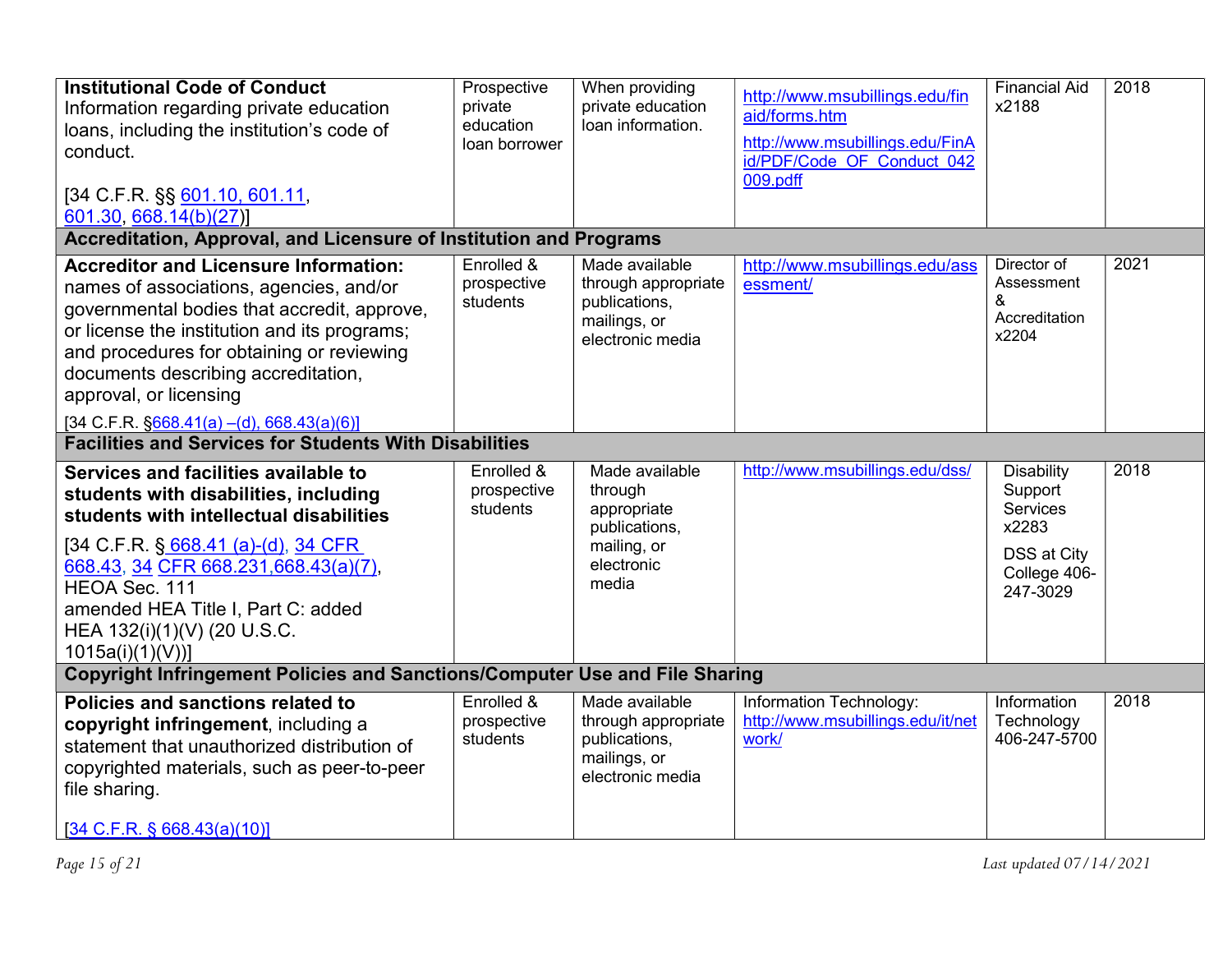| | | | | | |
|---|---|---|---|---|---|
| **Institutional Code of Conduct** Information regarding private education loans, including the institution's code of conduct. [34 C.F.R. §§ 601.10, 601.11, 601.30, 668.14(b)(27)] | Prospective private education loan borrower | When providing private education loan information. | http://www.msubillings.edu/finaid/forms.htm http://www.msubillings.edu/FinAid/PDF/Code_OF_Conduct_042009.pdff | Financial Aid x2188 | 2018 |
| **Accreditation, Approval, and Licensure of Institution and Programs** | | | | | |
| **Accreditor and Licensure Information:** names of associations, agencies, and/or governmental bodies that accredit, approve, or license the institution and its programs; and procedures for obtaining or reviewing documents describing accreditation, approval, or licensing [34 C.F.R. §668.41(a) –(d), 668.43(a)(6)] | Enrolled & prospective students | Made available through appropriate publications, mailings, or electronic media | http://www.msubillings.edu/assessment/ | Director of Assessment & Accreditation x2204 | 2021 |
| **Facilities and Services for Students With Disabilities** | | | | | |
| **Services and facilities available to students with disabilities, including students with intellectual disabilities** [34 C.F.R. § 668.41 (a)-(d), 34 CFR 668.43, 34 CFR 668.231,668.43(a)(7), HEOA Sec. 111 amended HEA Title I, Part C: added HEA 132(i)(1)(V) (20 U.S.C. 1015a(i)(1)(V))] | Enrolled & prospective students | Made available through appropriate publications, mailing, or electronic media | http://www.msubillings.edu/dss/ | Disability Support Services x2283 DSS at City College 406-247-3029 | 2018 |
| **Copyright Infringement Policies and Sanctions/Computer Use and File Sharing** | | | | | |
| **Policies and sanctions related to copyright infringement**, including a statement that unauthorized distribution of copyrighted materials, such as peer-to-peer file sharing. [34 C.F.R. § 668.43(a)(10)] | Enrolled & prospective students | Made available through appropriate publications, mailings, or electronic media | Information Technology: http://www.msubillings.edu/it/network/ | Information Technology 406-247-5700 | 2018 |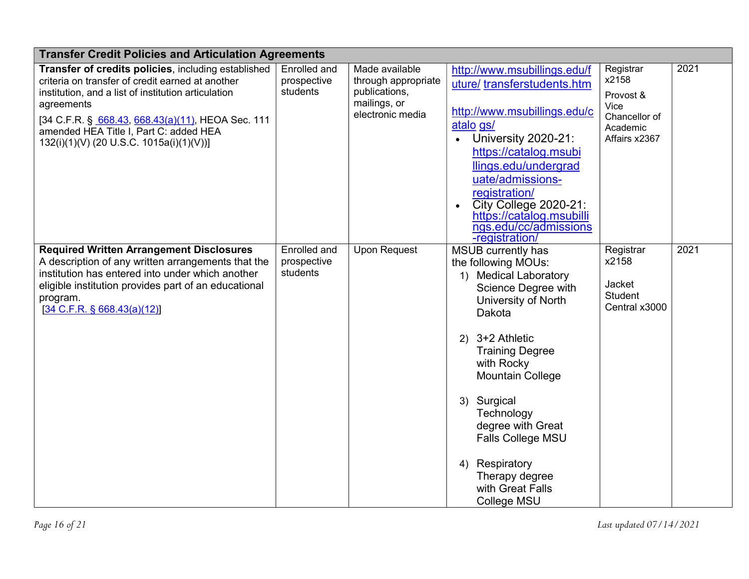| Transfer Credit Policies and Articulation Agreements | | | | | |
|---|---|---|---|---|---|
| **Transfer of credits policies**, including established criteria on transfer of credit earned at another institution, and a list of institution articulation agreements<br>[34 C.F.R. § 668.43, 668.43(a)(11), HEOA Sec. 111 amended HEA Title I, Part C: added HEA 132(i)(1)(V) (20 U.S.C. 1015a(i)(1)(V))] | Enrolled and prospective students | Made available through appropriate publications, mailings, or electronic media | http://www.msubillings.edu/future/ transferstudents.htm<br><br>http://www.msubillings.edu/catalo gs/<br>• University 2020-21: https://catalog.msubillings.edu/undergraduate/admissions-registration/<br>• City College 2020-21: https://catalog.msubillings.edu/cc/admissions-registration/ | Registrar x2158<br>Provost & Vice Chancellor of Academic Affairs x2367 | 2021 |
| **Required Written Arrangement Disclosures** A description of any written arrangements that the institution has entered into under which another eligible institution provides part of an educational program.<br>[34 C.F.R. § 668.43(a)(12)] | Enrolled and prospective students | Upon Request | MSUB currently has the following MOUs:<br>1) Medical Laboratory Science Degree with University of North Dakota<br>2) 3+2 Athletic Training Degree with Rocky Mountain College<br>3) Surgical Technology degree with Great Falls College MSU<br>4) Respiratory Therapy degree with Great Falls College MSU | Registrar x2158<br><br>Jacket Student Central x3000 | 2021 |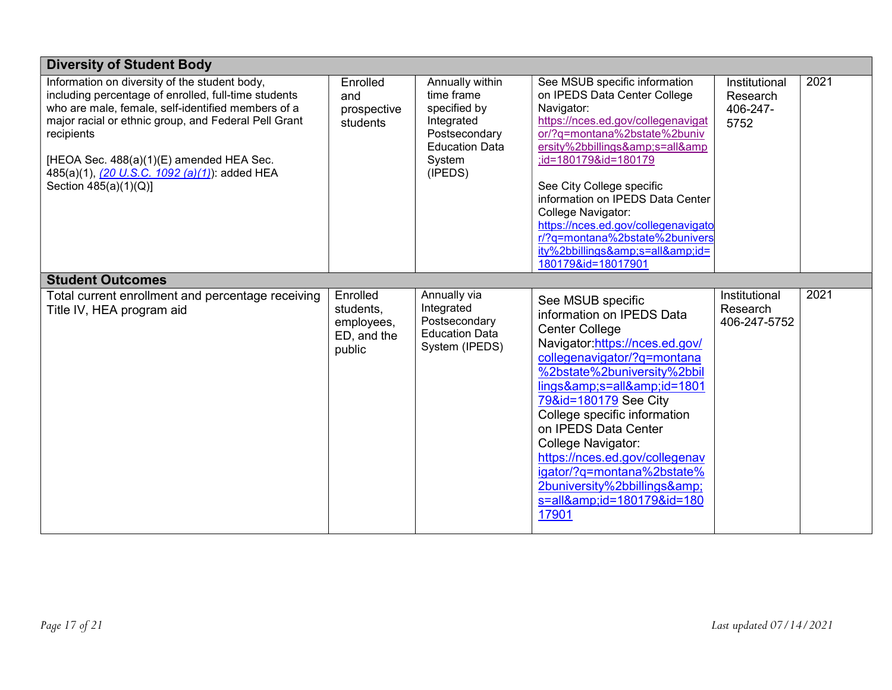| **Diversity of Student Body** | | | | | |
|---|---|---|---|---|---|
| Information on diversity of the student body, including percentage of enrolled, full-time students who are male, female, self-identified members of a major racial or ethnic group, and Federal Pell Grant recipients<br><br>[HEOA Sec. 488(a)(1)(E) amended HEA Sec. 485(a)(1), *(20 U.S.C. 1092 (a)(1))*: added HEA Section 485(a)(1)(Q)] | Enrolled and prospective students | Annually within time frame specified by Integrated Postsecondary Education Data System (IPEDS) | See MSUB specific information on IPEDS Data Center College Navigator: https://nces.ed.gov/collegenavigator/?q=montana%2bstate%2buniversity%2bbillings&amp;s=all&amp;id=180179&id=180179<br><br>See City College specific information on IPEDS Data Center College Navigator: https://nces.ed.gov/collegenavigator/?q=montana%2bstate%2buniversity%2bbillings&amp;s=all&amp;id=180179&id=18017901 | Institutional Research 406-247-5752 | 2021 |
| **Student Outcomes** | | | | | |
| Total current enrollment and percentage receiving Title IV, HEA program aid | Enrolled students, employees, ED, and the public | Annually via Integrated Postsecondary Education Data System (IPEDS) | See MSUB specific information on IPEDS Data Center College Navigator:https://nces.ed.gov/collegenavigator/?q=montana%2bstate%2buniversity%2bbillings&amp;s=all&amp;id=180179&id=180179 See City College specific information on IPEDS Data Center College Navigator: https://nces.ed.gov/collegenavigator/?q=montana%2bstate%2buniversity%2bbillings&amp;s=all&amp;id=180179&id=18017901 | Institutional Research 406-247-5752 | 2021 |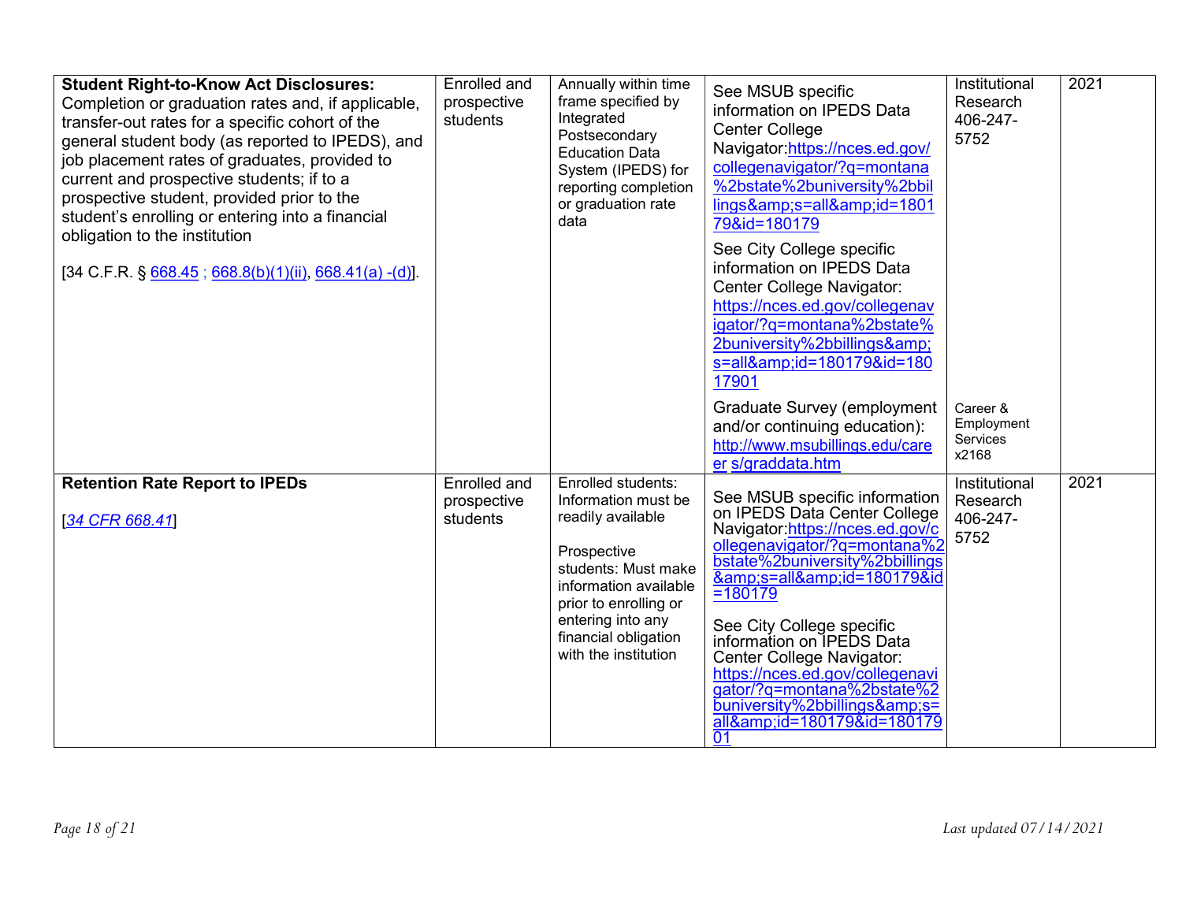| | | | | | |
|---|---|---|---|---|---|
| **Student Right-to-Know Act Disclosures:** Completion or graduation rates and, if applicable, transfer-out rates for a specific cohort of the general student body (as reported to IPEDS), and job placement rates of graduates, provided to current and prospective students; if to a prospective student, provided prior to the student's enrolling or entering into a financial obligation to the institution<br><br>[34 C.F.R. § 668.45 ; 668.8(b)(1)(ii), 668.41(a) -(d)]. | Enrolled and prospective students | Annually within time frame specified by Integrated Postsecondary Education Data System (IPEDS) for reporting completion or graduation rate data | See MSUB specific information on IPEDS Data Center College Navigator:https://nces.ed.gov/collegenavigator/?q=montana%2bstate%2buniversity%2bbillings&amp;s=all&amp;id=180179&id=180179<br><br>See City College specific information on IPEDS Data Center College Navigator: https://nces.ed.gov/collegenavigator/?q=montana%2bstate%2buniversity%2bbillings&amp;s=all&amp;id=180179&id=18017901<br><br>Graduate Survey (employment and/or continuing education): http://www.msubillings.edu/careers/graddata.htm | Institutional Research 406-247-5752<br><br>Career & Employment Services x2168 | 2021 |
| **Retention Rate Report to IPEDs**<br><br>[*34 CFR 668.41*] | Enrolled and prospective students | Enrolled students: Information must be readily available<br><br>Prospective students: Must make information available prior to enrolling or entering into any financial obligation with the institution | See MSUB specific information on IPEDS Data Center College Navigator:https://nces.ed.gov/collegenavigator/?q=montana%2bstate%2buniversity%2bbillings&amp;s=all&amp;id=180179&id=180179<br><br>See City College specific information on IPEDS Data Center College Navigator: https://nces.ed.gov/collegenavigator/?q=montana%2bstate%2buniversity%2bbillings&amp;s=all&amp;id=180179&id=18017901 | Institutional Research 406-247-5752 | 2021 |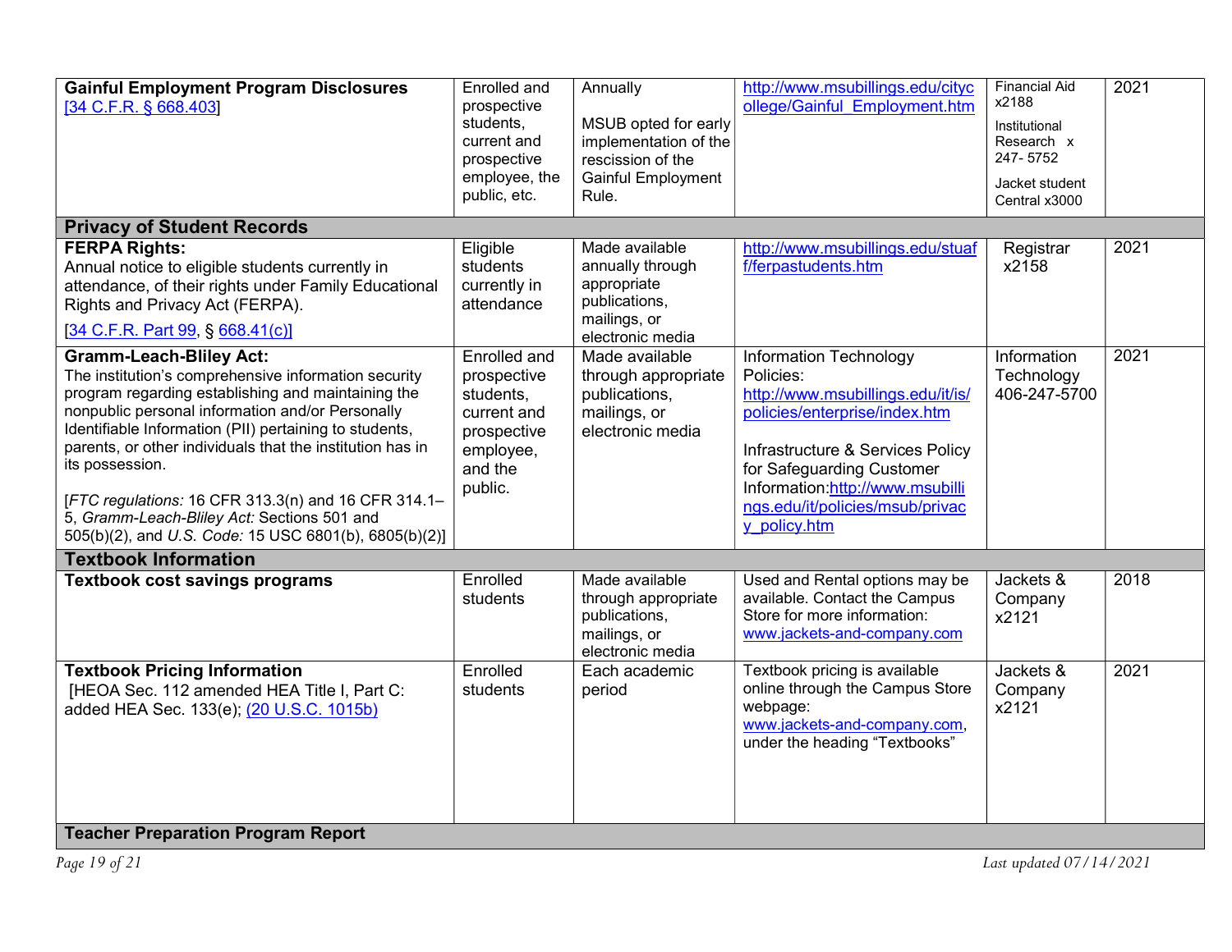| | | | | | |
|---|---|---|---|---|---|
| **Gainful Employment Program Disclosures** [34 C.F.R. § 668.403] | Enrolled and prospective students, current and prospective employee, the public, etc. | Annually<br><br>MSUB opted for early implementation of the rescission of the Gainful Employment Rule. | http://www.msubillings.edu/citycollege/Gainful_Employment.htm | Financial Aid x2188<br><br>Institutional Research x 247- 5752<br><br>Jacket student Central x3000 | 2021 |
| **Privacy of Student Records** | | | | | |
| **FERPA Rights:**<br>Annual notice to eligible students currently in attendance, of their rights under Family Educational Rights and Privacy Act (FERPA).<br>[34 C.F.R. Part 99, § 668.41(c)] | Eligible students currently in attendance | Made available annually through appropriate publications, mailings, or electronic media | http://www.msubillings.edu/stuaff/ferpastudents.htm | Registrar x2158 | 2021 |
| **Gramm-Leach-Bliley Act:**<br>The institution's comprehensive information security program regarding establishing and maintaining the nonpublic personal information and/or Personally Identifiable Information (PII) pertaining to students, parents, or other individuals that the institution has in its possession.<br><br>[*FTC regulations:* 16 CFR 313.3(n) and 16 CFR 314.1–5, *Gramm-Leach-Bliley Act:* Sections 501 and 505(b)(2), and *U.S. Code:* 15 USC 6801(b), 6805(b)(2)] | Enrolled and prospective students, current and prospective employee, and the public. | Made available through appropriate publications, mailings, or electronic media | Information Technology Policies: http://www.msubillings.edu/it/is/policies/enterprise/index.htm<br><br>Infrastructure & Services Policy for Safeguarding Customer Information: http://www.msubillings.edu/it/policies/msub/privacy_policy.htm | Information Technology 406-247-5700 | 2021 |
| **Textbook Information** | | | | | |
| **Textbook cost savings programs** | Enrolled students | Made available through appropriate publications, mailings, or electronic media | Used and Rental options may be available. Contact the Campus Store for more information: www.jackets-and-company.com | Jackets & Company x2121 | 2018 |
| **Textbook Pricing Information**<br>[HEOA Sec. 112 amended HEA Title I, Part C: added HEA Sec. 133(e); (20 U.S.C. 1015b) | Enrolled students | Each academic period | Textbook pricing is available online through the Campus Store webpage: www.jackets-and-company.com, under the heading "Textbooks" | Jackets & Company x2121 | 2021 |
| **Teacher Preparation Program Report** | | | | | |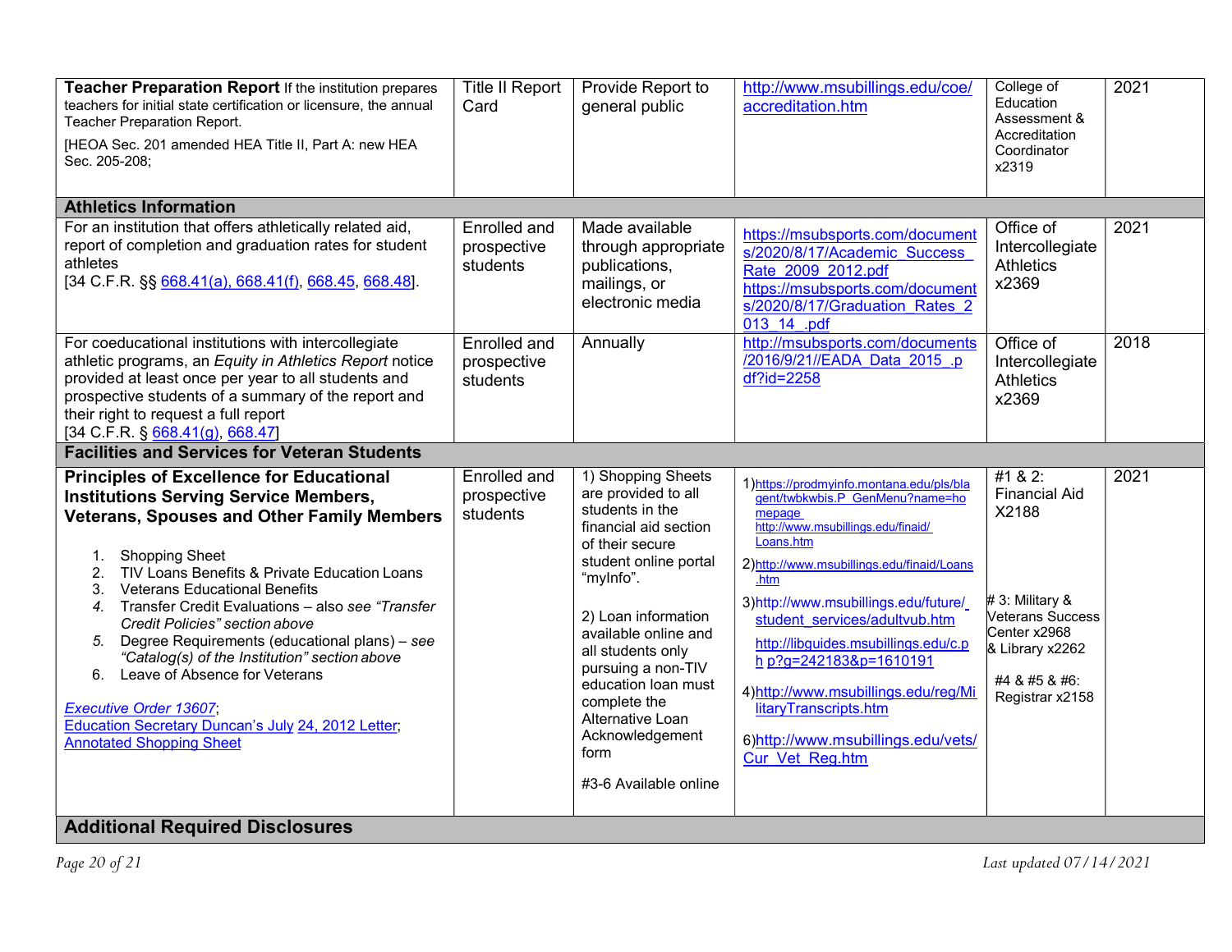| | | | | | |
|---|---|---|---|---|---|
| **Teacher Preparation Report** If the institution prepares teachers for initial state certification or licensure, the annual Teacher Preparation Report.<br>[HEOA Sec. 201 amended HEA Title II, Part A: new HEA Sec. 205-208; | Title II Report Card | Provide Report to general public | http://www.msubillings.edu/coe/accreditation.htm | College of Education Assessment & Accreditation Coordinator x2319 | 2021 |
| **Athletics Information** | | | | | |
| For an institution that offers athletically related aid, report of completion and graduation rates for student athletes<br>[34 C.F.R. §§ 668.41(a), 668.41(f), 668.45, 668.48]. | Enrolled and prospective students | Made available through appropriate publications, mailings, or electronic media | https://msubsports.com/documents/2020/8/17/Academic_Success_Rate_2009_2012.pdf<br>https://msubsports.com/documents/2020/8/17/Graduation_Rates_2013_14_.pdf | Office of Intercollegiate Athletics x2369 | 2021 |
| For coeducational institutions with intercollegiate athletic programs, an *Equity in Athletics Report* notice provided at least once per year to all students and prospective students of a summary of the report and their right to request a full report<br>[34 C.F.R. § 668.41(g), 668.47] | Enrolled and prospective students | Annually | http://msubsports.com/documents/2016/9/21//EADA_Data_2015_.pdf?id=2258 | Office of Intercollegiate Athletics x2369 | 2018 |
| **Facilities and Services for Veteran Students** | | | | | |
| **Principles of Excellence for Educational Institutions Serving Service Members, Veterans, Spouses and Other Family Members**<br>1. Shopping Sheet<br>2. TIV Loans Benefits & Private Education Loans<br>3. Veterans Educational Benefits<br>4. Transfer Credit Evaluations – also *see "Transfer Credit Policies" section above*<br>5. Degree Requirements (educational plans) – *see "Catalog(s) of the Institution" section above*<br>6. Leave of Absence for Veterans<br>*Executive Order 13607*;<br>Education Secretary Duncan's July 24, 2012 Letter;<br>Annotated Shopping Sheet | Enrolled and prospective students | 1) Shopping Sheets are provided to all students in the financial aid section of their secure student online portal "myInfo".<br>2) Loan information available online and all students only pursuing a non-TIV education loan must complete the Alternative Loan Acknowledgement form<br>#3-6 Available online | 1)https://prodmyinfo.montana.edu/pls/bla gent/twbkwbis.P_GenMenu?name=homepage http://www.msubillings.edu/finaid/Loans.htm<br>2)http://www.msubillings.edu/finaid/Loans.htm<br>3)http://www.msubillings.edu/future/student_services/adultvub.htm<br>http://libguides.msubillings.edu/c.php?g=242183&p=1610191<br>4)http://www.msubillings.edu/reg/MilitaryTranscripts.htm<br>6)http://www.msubillings.edu/vets/Cur_Vet_Reg.htm | #1 & 2: Financial Aid X2188<br># 3: Military & Veterans Success Center x2968 & Library x2262<br>#4 & #5 & #6: Registrar x2158 | 2021 |
| **Additional Required Disclosures** | | | | | |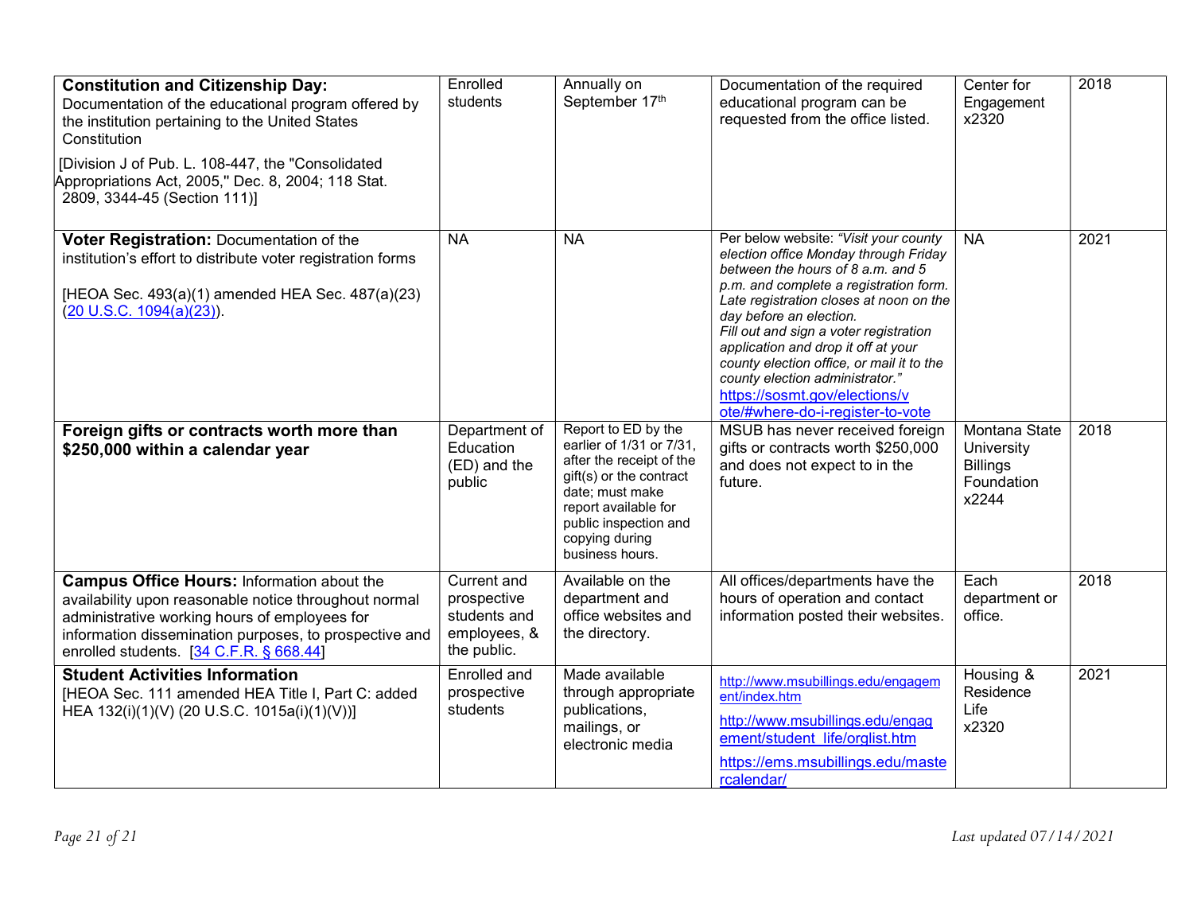| | | | | | |
|---|---|---|---|---|---|
| **Constitution and Citizenship Day:** Documentation of the educational program offered by the institution pertaining to the United States Constitution<br><br>[Division J of Pub. L. 108-447, the "Consolidated Appropriations Act, 2005," Dec. 8, 2004; 118 Stat. 2809, 3344-45 (Section 111)] | Enrolled students | Annually on September 17th | Documentation of the required educational program can be requested from the office listed. | Center for Engagement x2320 | 2018 |
| **Voter Registration:** Documentation of the institution's effort to distribute voter registration forms<br><br>[HEOA Sec. 493(a)(1) amended HEA Sec. 487(a)(23) (20 U.S.C. 1094(a)(23)). | NA | NA | Per below website: *"Visit your county election office Monday through Friday between the hours of 8 a.m. and 5 p.m. and complete a registration form. Late registration closes at noon on the day before an election. Fill out and sign a voter registration application and drop it off at your county election office, or mail it to the county election administrator."* https://sosmt.gov/elections/vote/#where-do-i-register-to-vote | NA | 2021 |
| **Foreign gifts or contracts worth more than $250,000 within a calendar year** | Department of Education (ED) and the public | Report to ED by the earlier of 1/31 or 7/31, after the receipt of the gift(s) or the contract date; must make report available for public inspection and copying during business hours. | MSUB has never received foreign gifts or contracts worth $250,000 and does not expect to in the future. | Montana State University Billings Foundation x2244 | 2018 |
| **Campus Office Hours:** Information about the availability upon reasonable notice throughout normal administrative working hours of employees for information dissemination purposes, to prospective and enrolled students. [34 C.F.R. § 668.44] | Current and prospective students and employees, & the public. | Available on the department and office websites and the directory. | All offices/departments have the hours of operation and contact information posted their websites. | Each department or office. | 2018 |
| **Student Activities Information** [HEOA Sec. 111 amended HEA Title I, Part C: added HEA 132(i)(1)(V) (20 U.S.C. 1015a(i)(1)(V))] | Enrolled and prospective students | Made available through appropriate publications, mailings, or electronic media | http://www.msubillings.edu/engagement/index.htm<br>http://www.msubillings.edu/engagement/student_life/orglist.htm<br>https://ems.msubillings.edu/mastercalendar/ | Housing & Residence Life x2320 | 2021 |

Last updated 07/14/2021